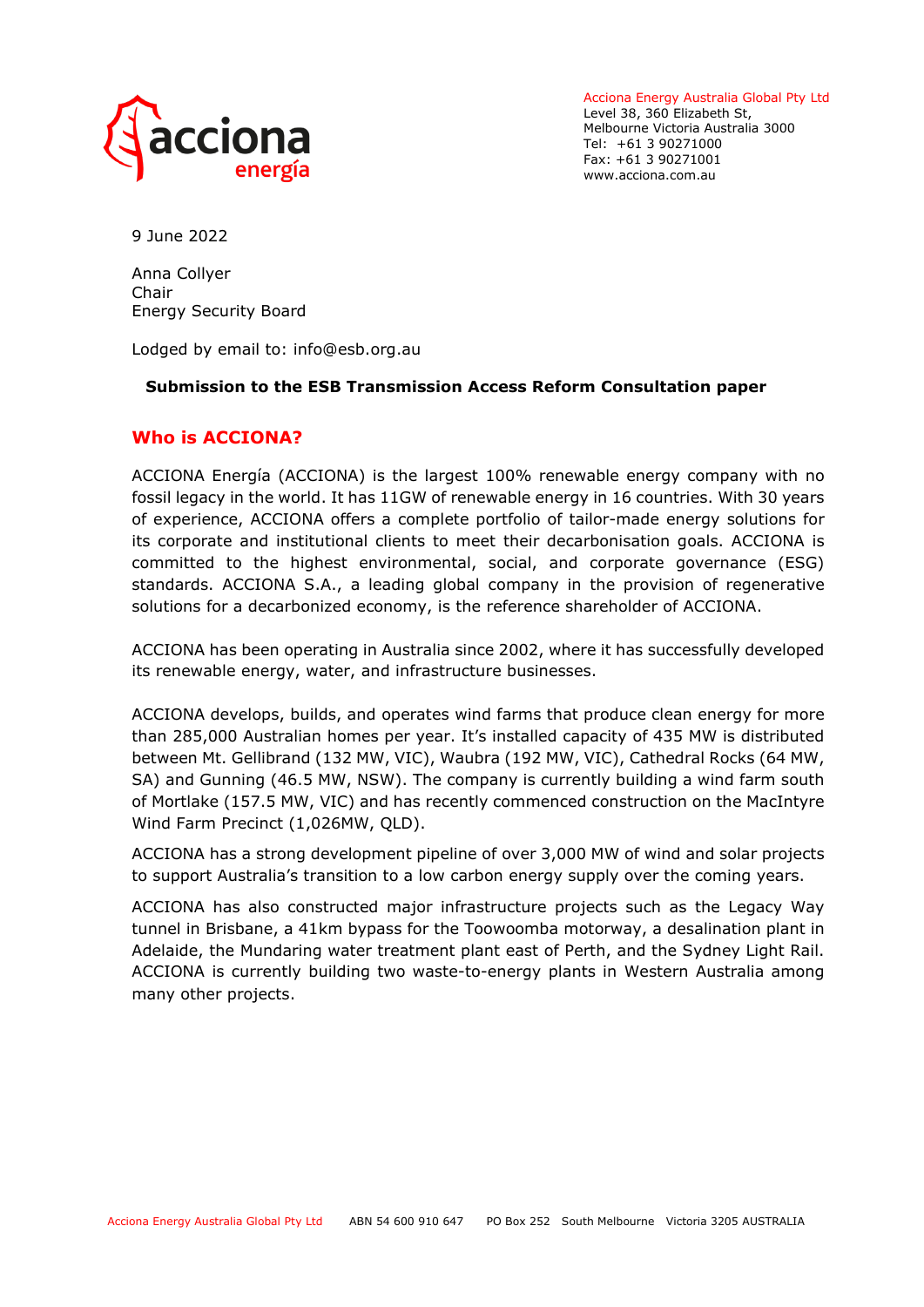Acciona Energy Australia Global Pty Ltd
Level 38, 360 Elizabeth St,
Melbourne Victoria Australia 3000
Tel: +61 3 90271000
Fax: +61 3 90271001
www.acciona.com.au

9 June 2022

Anna Collyer
Chair
Energy Security Board

Lodged by email to: info@esb.org.au

**Submission to the ESB Transmission Access Reform Consultation paper**

## Who is ACCIONA?

ACCIONA Energía (ACCIONA) is the largest 100% renewable energy company with no fossil legacy in the world. It has 11GW of renewable energy in 16 countries. With 30 years of experience, ACCIONA offers a complete portfolio of tailor-made energy solutions for its corporate and institutional clients to meet their decarbonisation goals. ACCIONA is committed to the highest environmental, social, and corporate governance (ESG) standards. ACCIONA S.A., a leading global company in the provision of regenerative solutions for a decarbonized economy, is the reference shareholder of ACCIONA.

ACCIONA has been operating in Australia since 2002, where it has successfully developed its renewable energy, water, and infrastructure businesses.

ACCIONA develops, builds, and operates wind farms that produce clean energy for more than 285,000 Australian homes per year. It's installed capacity of 435 MW is distributed between Mt. Gellibrand (132 MW, VIC), Waubra (192 MW, VIC), Cathedral Rocks (64 MW, SA) and Gunning (46.5 MW, NSW). The company is currently building a wind farm south of Mortlake (157.5 MW, VIC) and has recently commenced construction on the MacIntyre Wind Farm Precinct (1,026MW, QLD).

ACCIONA has a strong development pipeline of over 3,000 MW of wind and solar projects to support Australia's transition to a low carbon energy supply over the coming years.

ACCIONA has also constructed major infrastructure projects such as the Legacy Way tunnel in Brisbane, a 41km bypass for the Toowoomba motorway, a desalination plant in Adelaide, the Mundaring water treatment plant east of Perth, and the Sydney Light Rail. ACCIONA is currently building two waste-to-energy plants in Western Australia among many other projects.

Acciona Energy Australia Global Pty Ltd ABN 54 600 910 647 PO Box 252 South Melbourne Victoria 3205 AUSTRALIA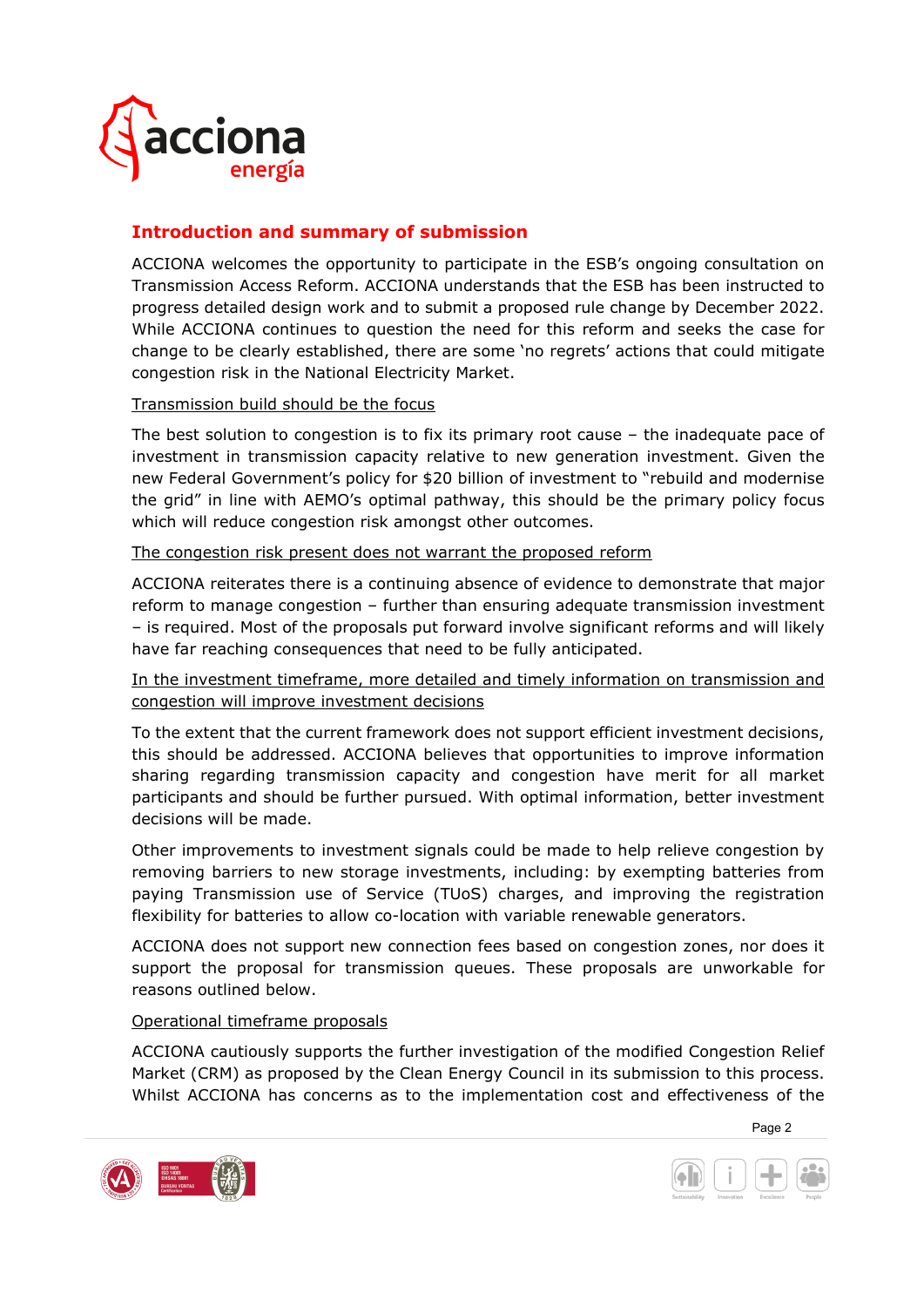## Introduction and summary of submission

ACCIONA welcomes the opportunity to participate in the ESB's ongoing consultation on Transmission Access Reform. ACCIONA understands that the ESB has been instructed to progress detailed design work and to submit a proposed rule change by December 2022. While ACCIONA continues to question the need for this reform and seeks the case for change to be clearly established, there are some 'no regrets' actions that could mitigate congestion risk in the National Electricity Market.

Transmission build should be the focus

The best solution to congestion is to fix its primary root cause – the inadequate pace of investment in transmission capacity relative to new generation investment. Given the new Federal Government's policy for $20 billion of investment to "rebuild and modernise the grid" in line with AEMO's optimal pathway, this should be the primary policy focus which will reduce congestion risk amongst other outcomes.

The congestion risk present does not warrant the proposed reform

ACCIONA reiterates there is a continuing absence of evidence to demonstrate that major reform to manage congestion – further than ensuring adequate transmission investment – is required. Most of the proposals put forward involve significant reforms and will likely have far reaching consequences that need to be fully anticipated.

In the investment timeframe, more detailed and timely information on transmission and congestion will improve investment decisions

To the extent that the current framework does not support efficient investment decisions, this should be addressed. ACCIONA believes that opportunities to improve information sharing regarding transmission capacity and congestion have merit for all market participants and should be further pursued. With optimal information, better investment decisions will be made.

Other improvements to investment signals could be made to help relieve congestion by removing barriers to new storage investments, including: by exempting batteries from paying Transmission use of Service (TUoS) charges, and improving the registration flexibility for batteries to allow co-location with variable renewable generators.

ACCIONA does not support new connection fees based on congestion zones, nor does it support the proposal for transmission queues. These proposals are unworkable for reasons outlined below.

Operational timeframe proposals

ACCIONA cautiously supports the further investigation of the modified Congestion Relief Market (CRM) as proposed by the Clean Energy Council in its submission to this process. Whilst ACCIONA has concerns as to the implementation cost and effectiveness of the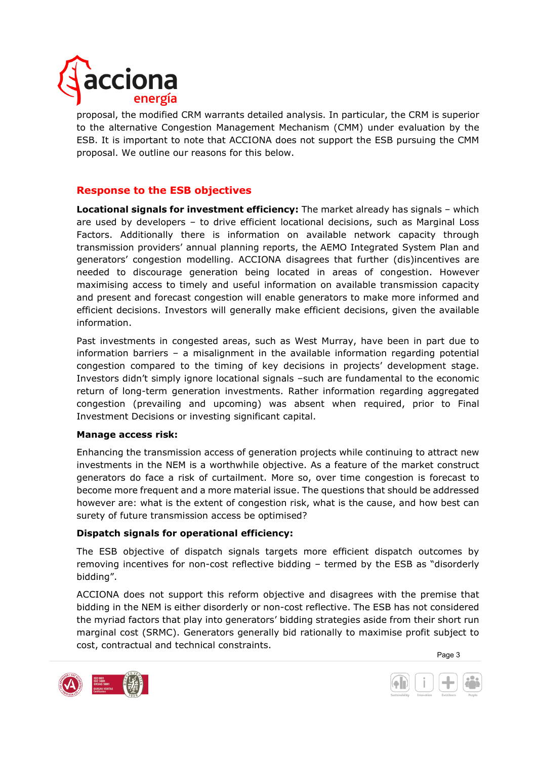proposal, the modified CRM warrants detailed analysis. In particular, the CRM is superior to the alternative Congestion Management Mechanism (CMM) under evaluation by the ESB. It is important to note that ACCIONA does not support the ESB pursuing the CMM proposal. We outline our reasons for this below.

## Response to the ESB objectives

**Locational signals for investment efficiency:** The market already has signals – which are used by developers – to drive efficient locational decisions, such as Marginal Loss Factors. Additionally there is information on available network capacity through transmission providers' annual planning reports, the AEMO Integrated System Plan and generators' congestion modelling. ACCIONA disagrees that further (dis)incentives are needed to discourage generation being located in areas of congestion. However maximising access to timely and useful information on available transmission capacity and present and forecast congestion will enable generators to make more informed and efficient decisions. Investors will generally make efficient decisions, given the available information.

Past investments in congested areas, such as West Murray, have been in part due to information barriers – a misalignment in the available information regarding potential congestion compared to the timing of key decisions in projects' development stage. Investors didn't simply ignore locational signals –such are fundamental to the economic return of long-term generation investments. Rather information regarding aggregated congestion (prevailing and upcoming) was absent when required, prior to Final Investment Decisions or investing significant capital.

**Manage access risk:**

Enhancing the transmission access of generation projects while continuing to attract new investments in the NEM is a worthwhile objective. As a feature of the market construct generators do face a risk of curtailment. More so, over time congestion is forecast to become more frequent and a more material issue. The questions that should be addressed however are: what is the extent of congestion risk, what is the cause, and how best can surety of future transmission access be optimised?

**Dispatch signals for operational efficiency:**

The ESB objective of dispatch signals targets more efficient dispatch outcomes by removing incentives for non-cost reflective bidding – termed by the ESB as "disorderly bidding".

ACCIONA does not support this reform objective and disagrees with the premise that bidding in the NEM is either disorderly or non-cost reflective. The ESB has not considered the myriad factors that play into generators' bidding strategies aside from their short run marginal cost (SRMC). Generators generally bid rationally to maximise profit subject to cost, contractual and technical constraints.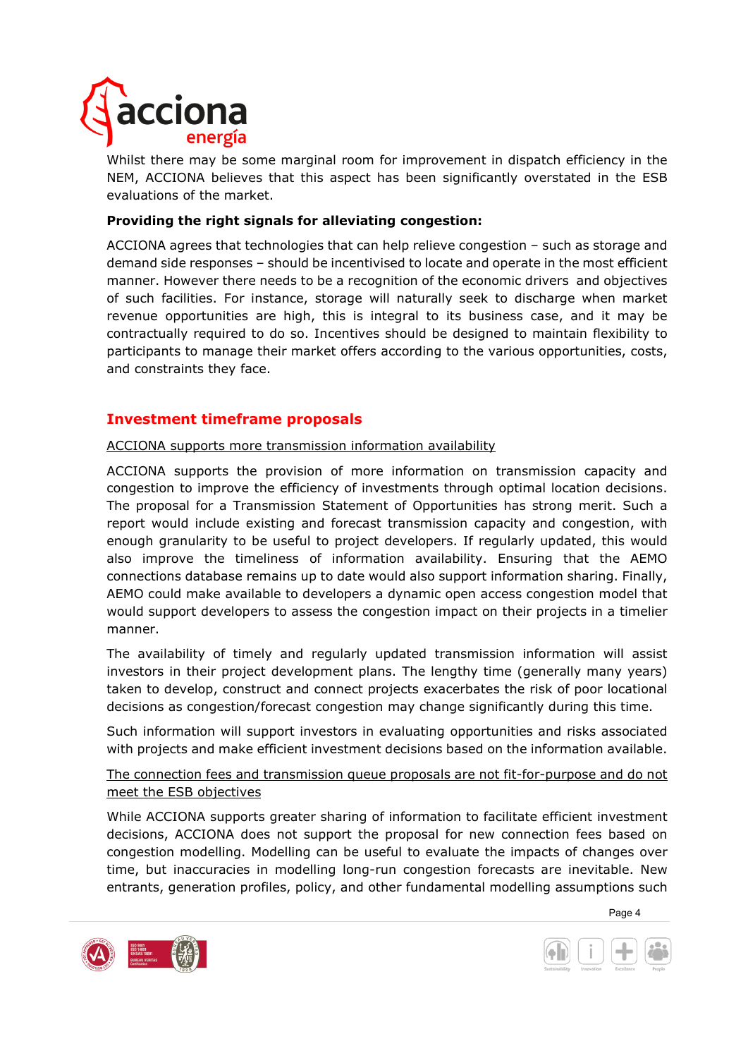Whilst there may be some marginal room for improvement in dispatch efficiency in the NEM, ACCIONA believes that this aspect has been significantly overstated in the ESB evaluations of the market.

**Providing the right signals for alleviating congestion:**

ACCIONA agrees that technologies that can help relieve congestion – such as storage and demand side responses – should be incentivised to locate and operate in the most efficient manner. However there needs to be a recognition of the economic drivers and objectives of such facilities. For instance, storage will naturally seek to discharge when market revenue opportunities are high, this is integral to its business case, and it may be contractually required to do so. Incentives should be designed to maintain flexibility to participants to manage their market offers according to the various opportunities, costs, and constraints they face.

## Investment timeframe proposals

ACCIONA supports more transmission information availability

ACCIONA supports the provision of more information on transmission capacity and congestion to improve the efficiency of investments through optimal location decisions. The proposal for a Transmission Statement of Opportunities has strong merit. Such a report would include existing and forecast transmission capacity and congestion, with enough granularity to be useful to project developers. If regularly updated, this would also improve the timeliness of information availability. Ensuring that the AEMO connections database remains up to date would also support information sharing. Finally, AEMO could make available to developers a dynamic open access congestion model that would support developers to assess the congestion impact on their projects in a timelier manner.

The availability of timely and regularly updated transmission information will assist investors in their project development plans. The lengthy time (generally many years) taken to develop, construct and connect projects exacerbates the risk of poor locational decisions as congestion/forecast congestion may change significantly during this time.

Such information will support investors in evaluating opportunities and risks associated with projects and make efficient investment decisions based on the information available.

The connection fees and transmission queue proposals are not fit-for-purpose and do not meet the ESB objectives

While ACCIONA supports greater sharing of information to facilitate efficient investment decisions, ACCIONA does not support the proposal for new connection fees based on congestion modelling. Modelling can be useful to evaluate the impacts of changes over time, but inaccuracies in modelling long-run congestion forecasts are inevitable. New entrants, generation profiles, policy, and other fundamental modelling assumptions such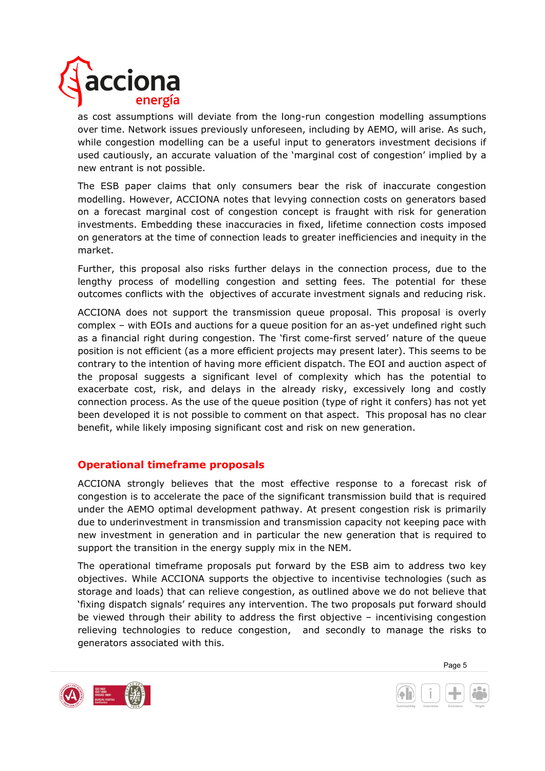as cost assumptions will deviate from the long-run congestion modelling assumptions over time. Network issues previously unforeseen, including by AEMO, will arise. As such, while congestion modelling can be a useful input to generators investment decisions if used cautiously, an accurate valuation of the 'marginal cost of congestion' implied by a new entrant is not possible.

The ESB paper claims that only consumers bear the risk of inaccurate congestion modelling. However, ACCIONA notes that levying connection costs on generators based on a forecast marginal cost of congestion concept is fraught with risk for generation investments. Embedding these inaccuracies in fixed, lifetime connection costs imposed on generators at the time of connection leads to greater inefficiencies and inequity in the market.

Further, this proposal also risks further delays in the connection process, due to the lengthy process of modelling congestion and setting fees. The potential for these outcomes conflicts with the objectives of accurate investment signals and reducing risk.

ACCIONA does not support the transmission queue proposal. This proposal is overly complex – with EOIs and auctions for a queue position for an as-yet undefined right such as a financial right during congestion. The 'first come-first served' nature of the queue position is not efficient (as a more efficient projects may present later). This seems to be contrary to the intention of having more efficient dispatch. The EOI and auction aspect of the proposal suggests a significant level of complexity which has the potential to exacerbate cost, risk, and delays in the already risky, excessively long and costly connection process. As the use of the queue position (type of right it confers) has not yet been developed it is not possible to comment on that aspect. This proposal has no clear benefit, while likely imposing significant cost and risk on new generation.

## Operational timeframe proposals

ACCIONA strongly believes that the most effective response to a forecast risk of congestion is to accelerate the pace of the significant transmission build that is required under the AEMO optimal development pathway. At present congestion risk is primarily due to underinvestment in transmission and transmission capacity not keeping pace with new investment in generation and in particular the new generation that is required to support the transition in the energy supply mix in the NEM.

The operational timeframe proposals put forward by the ESB aim to address two key objectives. While ACCIONA supports the objective to incentivise technologies (such as storage and loads) that can relieve congestion, as outlined above we do not believe that 'fixing dispatch signals' requires any intervention. The two proposals put forward should be viewed through their ability to address the first objective – incentivising congestion relieving technologies to reduce congestion, and secondly to manage the risks to generators associated with this.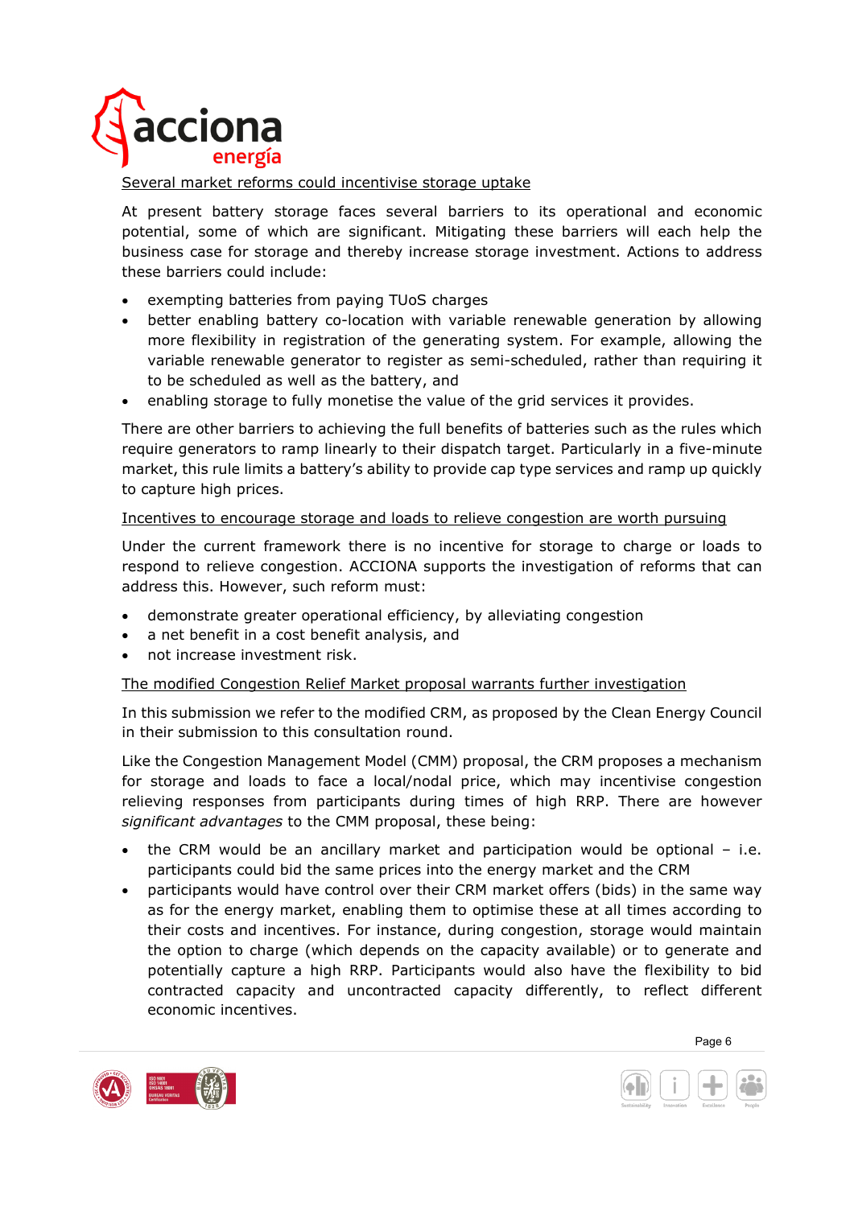Several market reforms could incentivise storage uptake

At present battery storage faces several barriers to its operational and economic potential, some of which are significant. Mitigating these barriers will each help the business case for storage and thereby increase storage investment. Actions to address these barriers could include:

- exempting batteries from paying TUoS charges
- better enabling battery co-location with variable renewable generation by allowing more flexibility in registration of the generating system. For example, allowing the variable renewable generator to register as semi-scheduled, rather than requiring it to be scheduled as well as the battery, and
- enabling storage to fully monetise the value of the grid services it provides.

There are other barriers to achieving the full benefits of batteries such as the rules which require generators to ramp linearly to their dispatch target. Particularly in a five-minute market, this rule limits a battery's ability to provide cap type services and ramp up quickly to capture high prices.

Incentives to encourage storage and loads to relieve congestion are worth pursuing

Under the current framework there is no incentive for storage to charge or loads to respond to relieve congestion. ACCIONA supports the investigation of reforms that can address this. However, such reform must:

- demonstrate greater operational efficiency, by alleviating congestion
- a net benefit in a cost benefit analysis, and
- not increase investment risk.

The modified Congestion Relief Market proposal warrants further investigation

In this submission we refer to the modified CRM, as proposed by the Clean Energy Council in their submission to this consultation round.

Like the Congestion Management Model (CMM) proposal, the CRM proposes a mechanism for storage and loads to face a local/nodal price, which may incentivise congestion relieving responses from participants during times of high RRP. There are however *significant advantages* to the CMM proposal, these being:

- the CRM would be an ancillary market and participation would be optional – i.e. participants could bid the same prices into the energy market and the CRM
- participants would have control over their CRM market offers (bids) in the same way as for the energy market, enabling them to optimise these at all times according to their costs and incentives. For instance, during congestion, storage would maintain the option to charge (which depends on the capacity available) or to generate and potentially capture a high RRP. Participants would also have the flexibility to bid contracted capacity and uncontracted capacity differently, to reflect different economic incentives.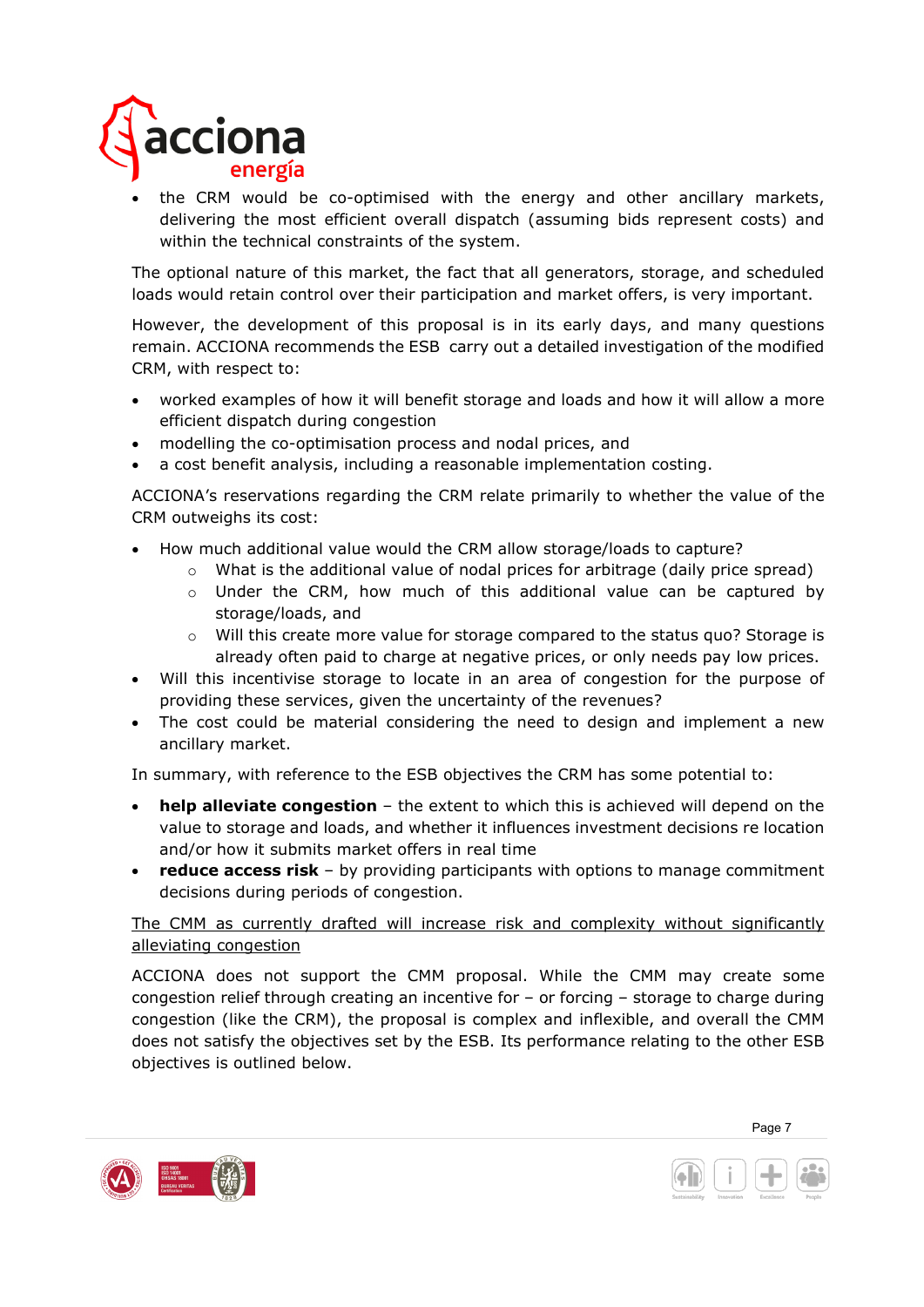- the CRM would be co-optimised with the energy and other ancillary markets, delivering the most efficient overall dispatch (assuming bids represent costs) and within the technical constraints of the system.

The optional nature of this market, the fact that all generators, storage, and scheduled loads would retain control over their participation and market offers, is very important.

However, the development of this proposal is in its early days, and many questions remain. ACCIONA recommends the ESB carry out a detailed investigation of the modified CRM, with respect to:

- worked examples of how it will benefit storage and loads and how it will allow a more efficient dispatch during congestion
- modelling the co-optimisation process and nodal prices, and
- a cost benefit analysis, including a reasonable implementation costing.

ACCIONA's reservations regarding the CRM relate primarily to whether the value of the CRM outweighs its cost:

- How much additional value would the CRM allow storage/loads to capture?
    - What is the additional value of nodal prices for arbitrage (daily price spread)
    - Under the CRM, how much of this additional value can be captured by storage/loads, and
    - Will this create more value for storage compared to the status quo? Storage is already often paid to charge at negative prices, or only needs pay low prices.
- Will this incentivise storage to locate in an area of congestion for the purpose of providing these services, given the uncertainty of the revenues?
- The cost could be material considering the need to design and implement a new ancillary market.

In summary, with reference to the ESB objectives the CRM has some potential to:

- **help alleviate congestion** – the extent to which this is achieved will depend on the value to storage and loads, and whether it influences investment decisions re location and/or how it submits market offers in real time
- **reduce access risk** – by providing participants with options to manage commitment decisions during periods of congestion.

<u>The CMM as currently drafted will increase risk and complexity without significantly alleviating congestion</u>

ACCIONA does not support the CMM proposal. While the CMM may create some congestion relief through creating an incentive for – or forcing – storage to charge during congestion (like the CRM), the proposal is complex and inflexible, and overall the CMM does not satisfy the objectives set by the ESB. Its performance relating to the other ESB objectives is outlined below.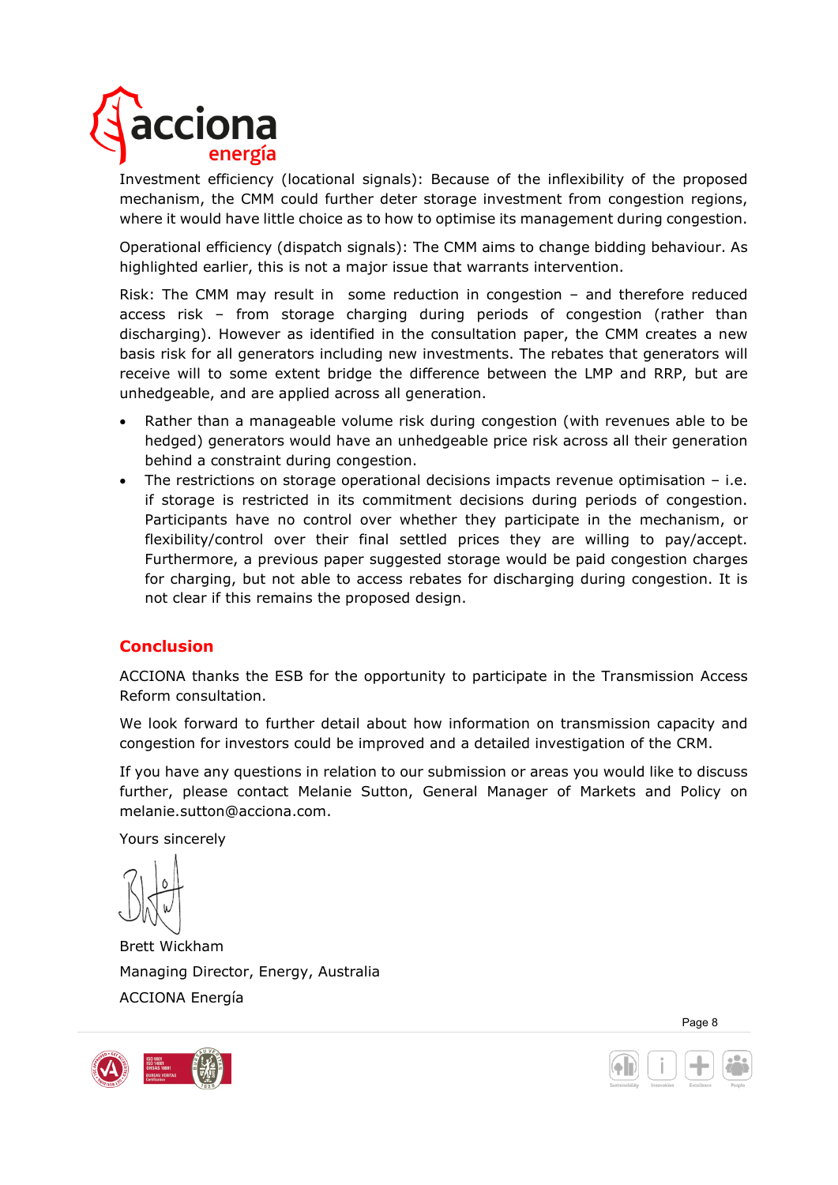Investment efficiency (locational signals): Because of the inflexibility of the proposed mechanism, the CMM could further deter storage investment from congestion regions, where it would have little choice as to how to optimise its management during congestion.

Operational efficiency (dispatch signals): The CMM aims to change bidding behaviour. As highlighted earlier, this is not a major issue that warrants intervention.

Risk: The CMM may result in some reduction in congestion – and therefore reduced access risk – from storage charging during periods of congestion (rather than discharging). However as identified in the consultation paper, the CMM creates a new basis risk for all generators including new investments. The rebates that generators will receive will to some extent bridge the difference between the LMP and RRP, but are unhedgeable, and are applied across all generation.

- Rather than a manageable volume risk during congestion (with revenues able to be hedged) generators would have an unhedgeable price risk across all their generation behind a constraint during congestion.
- The restrictions on storage operational decisions impacts revenue optimisation – i.e. if storage is restricted in its commitment decisions during periods of congestion. Participants have no control over whether they participate in the mechanism, or flexibility/control over their final settled prices they are willing to pay/accept. Furthermore, a previous paper suggested storage would be paid congestion charges for charging, but not able to access rebates for discharging during congestion. It is not clear if this remains the proposed design.

## Conclusion

ACCIONA thanks the ESB for the opportunity to participate in the Transmission Access Reform consultation.

We look forward to further detail about how information on transmission capacity and congestion for investors could be improved and a detailed investigation of the CRM.

If you have any questions in relation to our submission or areas you would like to discuss further, please contact Melanie Sutton, General Manager of Markets and Policy on melanie.sutton@acciona.com.

Yours sincerely

Brett Wickham
Managing Director, Energy, Australia
ACCIONA Energía